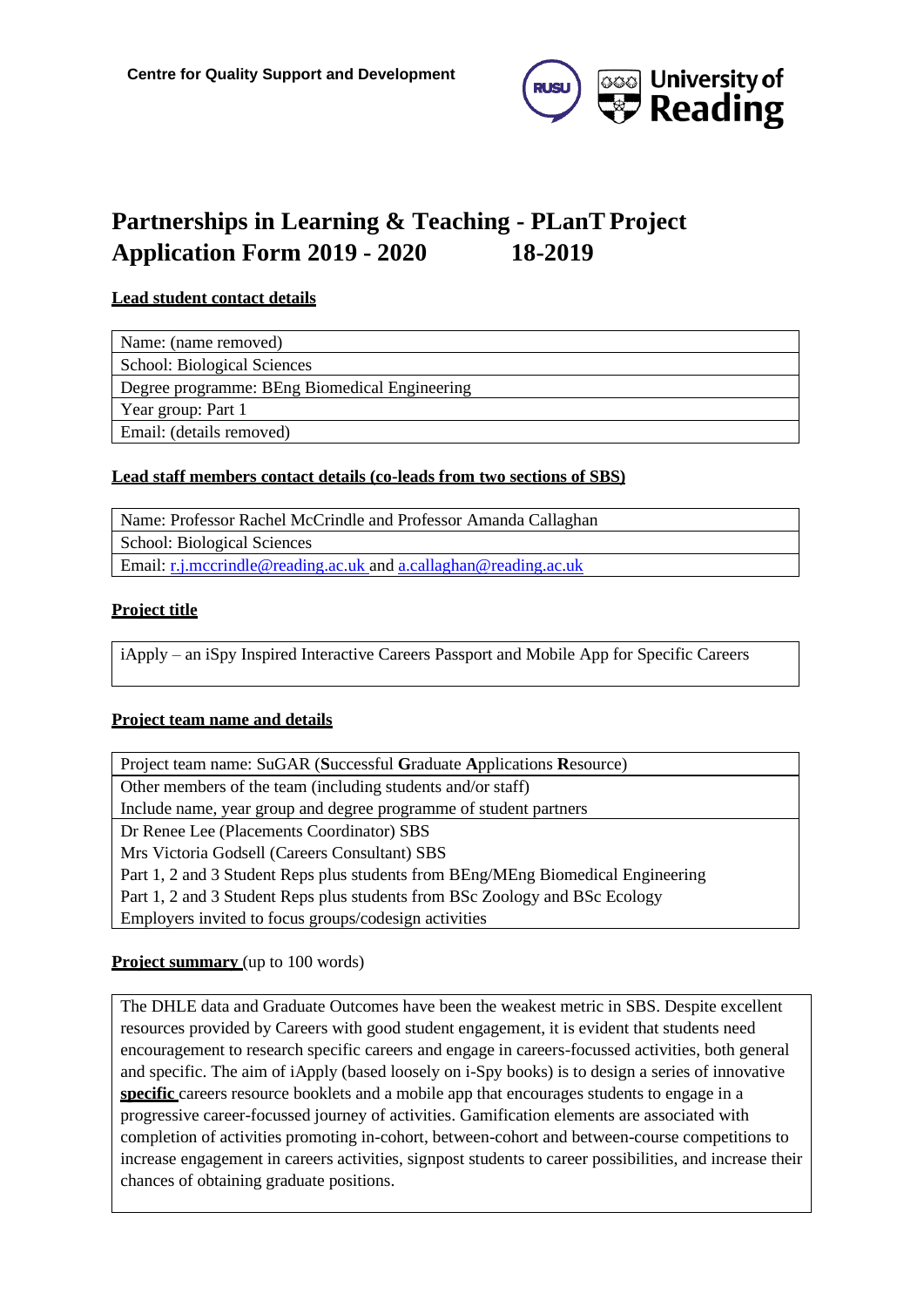Centre for Quality Support and Development

# Partnerships in Learning & Teaching - PLanT Project Application Form 2019 - 2020 18-2019

**Lead student contact details**

| Name: (name removed) |
|---|
| School: Biological Sciences |
| Degree programme: BEng Biomedical Engineering |
| Year group: Part 1 |
| Email: (details removed) |

**Lead staff members contact details (co-leads from two sections of SBS)**

| Name: Professor Rachel McCrindle and Professor Amanda Callaghan |
|---|
| School: Biological Sciences |
| Email: r.j.mccrindle@reading.ac.uk and a.callaghan@reading.ac.uk |

**Project title**

| iApply – an iSpy Inspired Interactive Careers Passport and Mobile App for Specific Careers |
|---|

**Project team name and details**

| Project team name: SuGAR (**S**uccessful **G**raduate **A**pplications **R**esource) |
|---|
| Other members of the team (including students and/or staff) Include name, year group and degree programme of student partners |
| Dr Renee Lee (Placements Coordinator) SBS Mrs Victoria Godsell (Careers Consultant) SBS Part 1, 2 and 3 Student Reps plus students from BEng/MEng Biomedical Engineering Part 1, 2 and 3 Student Reps plus students from BSc Zoology and BSc Ecology Employers invited to focus groups/codesign activities |

**Project summary** (up to 100 words)

| The DHLE data and Graduate Outcomes have been the weakest metric in SBS. Despite excellent resources provided by Careers with good student engagement, it is evident that students need encouragement to research specific careers and engage in careers-focussed activities, both general and specific. The aim of iApply (based loosely on i-Spy books) is to design a series of innovative **specific** careers resource booklets and a mobile app that encourages students to engage in a progressive career-focussed journey of activities. Gamification elements are associated with completion of activities promoting in-cohort, between-cohort and between-course competitions to increase engagement in careers activities, signpost students to career possibilities, and increase their chances of obtaining graduate positions. |
|---|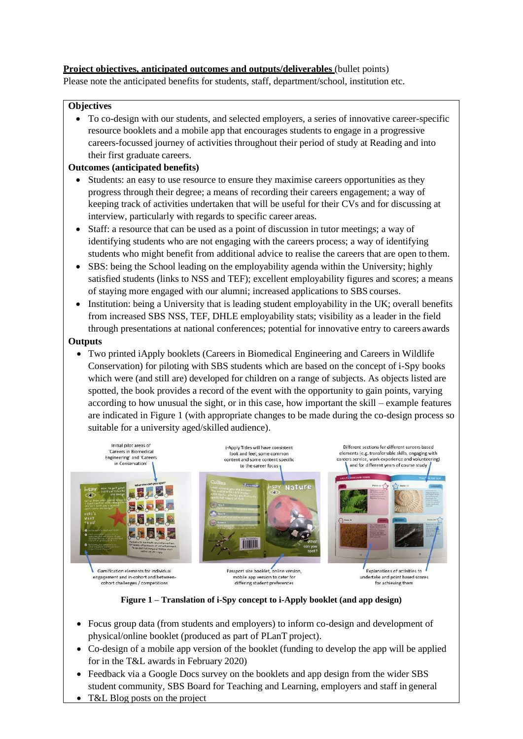**Project objectives, anticipated outcomes and outputs/deliverables** (bullet points)
Please note the anticipated benefits for students, staff, department/school, institution etc.

**Objectives**

- To co-design with our students, and selected employers, a series of innovative career-specific resource booklets and a mobile app that encourages students to engage in a progressive careers-focussed journey of activities throughout their period of study at Reading and into their first graduate careers.

**Outcomes (anticipated benefits)**

- Students: an easy to use resource to ensure they maximise careers opportunities as they progress through their degree; a means of recording their careers engagement; a way of keeping track of activities undertaken that will be useful for their CVs and for discussing at interview, particularly with regards to specific career areas.
- Staff: a resource that can be used as a point of discussion in tutor meetings; a way of identifying students who are not engaging with the careers process; a way of identifying students who might benefit from additional advice to realise the careers that are open to them.
- SBS: being the School leading on the employability agenda within the University; highly satisfied students (links to NSS and TEF); excellent employability figures and scores; a means of staying more engaged with our alumni; increased applications to SBS courses.
- Institution: being a University that is leading student employability in the UK; overall benefits from increased SBS NSS, TEF, DHLE employability stats; visibility as a leader in the field through presentations at national conferences; potential for innovative entry to careers awards

**Outputs**

- Two printed iApply booklets (Careers in Biomedical Engineering and Careers in Wildlife Conservation) for piloting with SBS students which are based on the concept of i-Spy books which were (and still are) developed for children on a range of subjects. As objects listed are spotted, the book provides a record of the event with the opportunity to gain points, varying according to how unusual the sight, or in this case, how important the skill – example features are indicated in Figure 1 (with appropriate changes to be made during the co-design process so suitable for a university aged/skilled audience).

Initial pilot areas of 'Careers in Biomedical Engineering' and 'Careers in Conservation'

i-Apply Titles will have consistent look and feel; some common content and some content specific to the career focus

Different sections for different careers based elements (e.g. transferrable skills, engaging with careers service, work experience and volunteering) and for different years of course study

Gamification elements for individual engagement and in-cohort and between-cohort challenges / competitions

Passport size booklet, online version, mobile app version to cater for differing student preferences

Explanations of activities to undertake and point based scores for achieving them

**Figure 1 – Translation of i-Spy concept to i-Apply booklet (and app design)**

- Focus group data (from students and employers) to inform co-design and development of physical/online booklet (produced as part of PLanT project).
- Co-design of a mobile app version of the booklet (funding to develop the app will be applied for in the T&L awards in February 2020)
- Feedback via a Google Docs survey on the booklets and app design from the wider SBS student community, SBS Board for Teaching and Learning, employers and staff in general
- T&L Blog posts on the project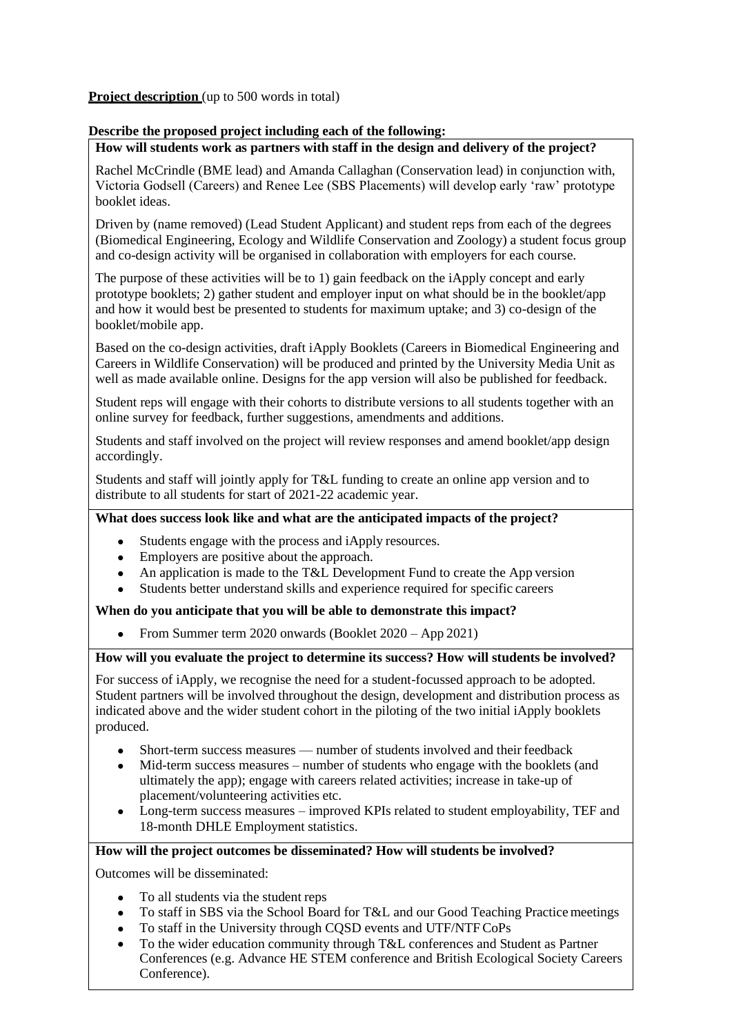**Project description** (up to 500 words in total)

**Describe the proposed project including each of the following:**

**How will students work as partners with staff in the design and delivery of the project?**

Rachel McCrindle (BME lead) and Amanda Callaghan (Conservation lead) in conjunction with, Victoria Godsell (Careers) and Renee Lee (SBS Placements) will develop early 'raw' prototype booklet ideas.

Driven by (name removed) (Lead Student Applicant) and student reps from each of the degrees (Biomedical Engineering, Ecology and Wildlife Conservation and Zoology) a student focus group and co-design activity will be organised in collaboration with employers for each course.

The purpose of these activities will be to 1) gain feedback on the iApply concept and early prototype booklets; 2) gather student and employer input on what should be in the booklet/app and how it would best be presented to students for maximum uptake; and 3) co-design of the booklet/mobile app.

Based on the co-design activities, draft iApply Booklets (Careers in Biomedical Engineering and Careers in Wildlife Conservation) will be produced and printed by the University Media Unit as well as made available online. Designs for the app version will also be published for feedback.

Student reps will engage with their cohorts to distribute versions to all students together with an online survey for feedback, further suggestions, amendments and additions.

Students and staff involved on the project will review responses and amend booklet/app design accordingly.

Students and staff will jointly apply for T&L funding to create an online app version and to distribute to all students for start of 2021-22 academic year.

**What does success look like and what are the anticipated impacts of the project?**

- Students engage with the process and iApply resources.
- Employers are positive about the approach.
- An application is made to the T&L Development Fund to create the App version
- Students better understand skills and experience required for specific careers

**When do you anticipate that you will be able to demonstrate this impact?**

- From Summer term 2020 onwards (Booklet 2020 – App 2021)

**How will you evaluate the project to determine its success? How will students be involved?**

For success of iApply, we recognise the need for a student-focussed approach to be adopted. Student partners will be involved throughout the design, development and distribution process as indicated above and the wider student cohort in the piloting of the two initial iApply booklets produced.

- Short-term success measures — number of students involved and their feedback
- Mid-term success measures – number of students who engage with the booklets (and ultimately the app); engage with careers related activities; increase in take-up of placement/volunteering activities etc.
- Long-term success measures – improved KPIs related to student employability, TEF and 18-month DHLE Employment statistics.

**How will the project outcomes be disseminated? How will students be involved?**

Outcomes will be disseminated:

- To all students via the student reps
- To staff in SBS via the School Board for T&L and our Good Teaching Practice meetings
- To staff in the University through CQSD events and UTF/NTF CoPs
- To the wider education community through T&L conferences and Student as Partner Conferences (e.g. Advance HE STEM conference and British Ecological Society Careers Conference).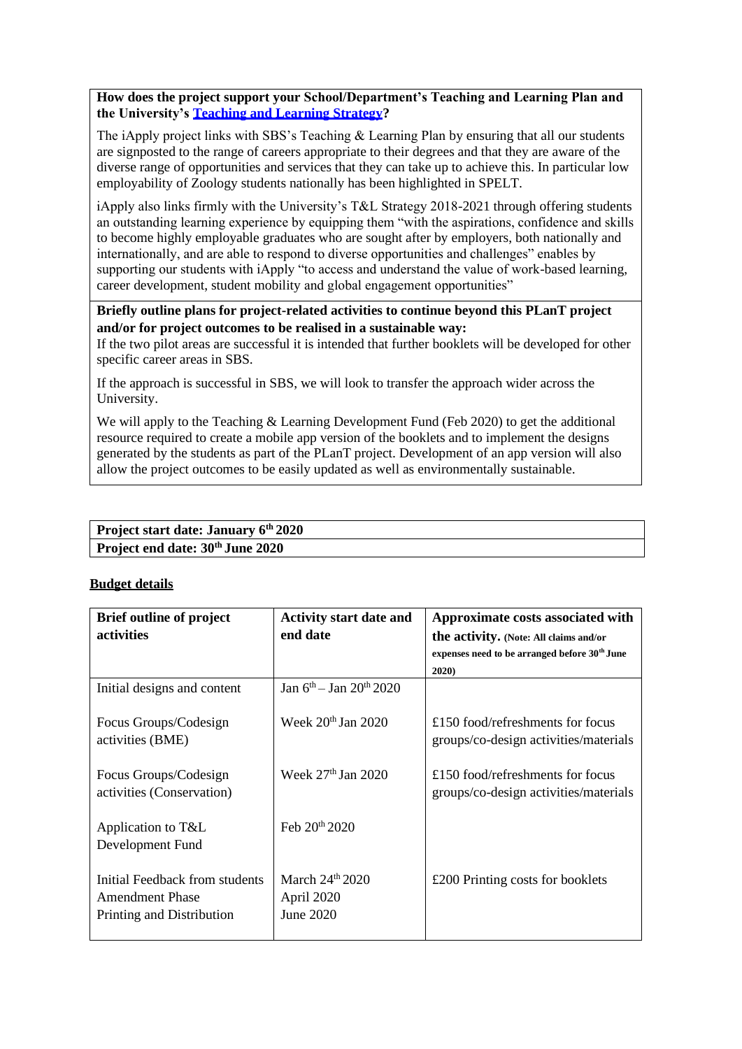**How does the project support your School/Department's Teaching and Learning Plan and the University's [Teaching and Learning Strategy](#)?**

The iApply project links with SBS's Teaching & Learning Plan by ensuring that all our students are signposted to the range of careers appropriate to their degrees and that they are aware of the diverse range of opportunities and services that they can take up to achieve this. In particular low employability of Zoology students nationally has been highlighted in SPELT.

iApply also links firmly with the University's T&L Strategy 2018-2021 through offering students an outstanding learning experience by equipping them "with the aspirations, confidence and skills to become highly employable graduates who are sought after by employers, both nationally and internationally, and are able to respond to diverse opportunities and challenges" enables by supporting our students with iApply "to access and understand the value of work-based learning, career development, student mobility and global engagement opportunities"

**Briefly outline plans for project-related activities to continue beyond this PLanT project and/or for project outcomes to be realised in a sustainable way:**

If the two pilot areas are successful it is intended that further booklets will be developed for other specific career areas in SBS.

If the approach is successful in SBS, we will look to transfer the approach wider across the University.

We will apply to the Teaching & Learning Development Fund (Feb 2020) to get the additional resource required to create a mobile app version of the booklets and to implement the designs generated by the students as part of the PLanT project. Development of an app version will also allow the project outcomes to be easily updated as well as environmentally sustainable.

**Project start date: January 6th 2020**

**Project end date: 30th June 2020**

**Budget details**

| Brief outline of project activities | Activity start date and end date | Approximate costs associated with the activity. (Note: All claims and/or expenses need to be arranged before 30th June 2020) |
|---|---|---|
| Initial designs and content | Jan 6th – Jan 20th 2020 | |
| Focus Groups/Codesign activities (BME) | Week 20th Jan 2020 | £150 food/refreshments for focus groups/co-design activities/materials |
| Focus Groups/Codesign activities (Conservation) | Week 27th Jan 2020 | £150 food/refreshments for focus groups/co-design activities/materials |
| Application to T&L Development Fund | Feb 20th 2020 | |
| Initial Feedback from students<br>Amendment Phase<br>Printing and Distribution | March 24th 2020<br>April 2020<br>June 2020 | £200 Printing costs for booklets |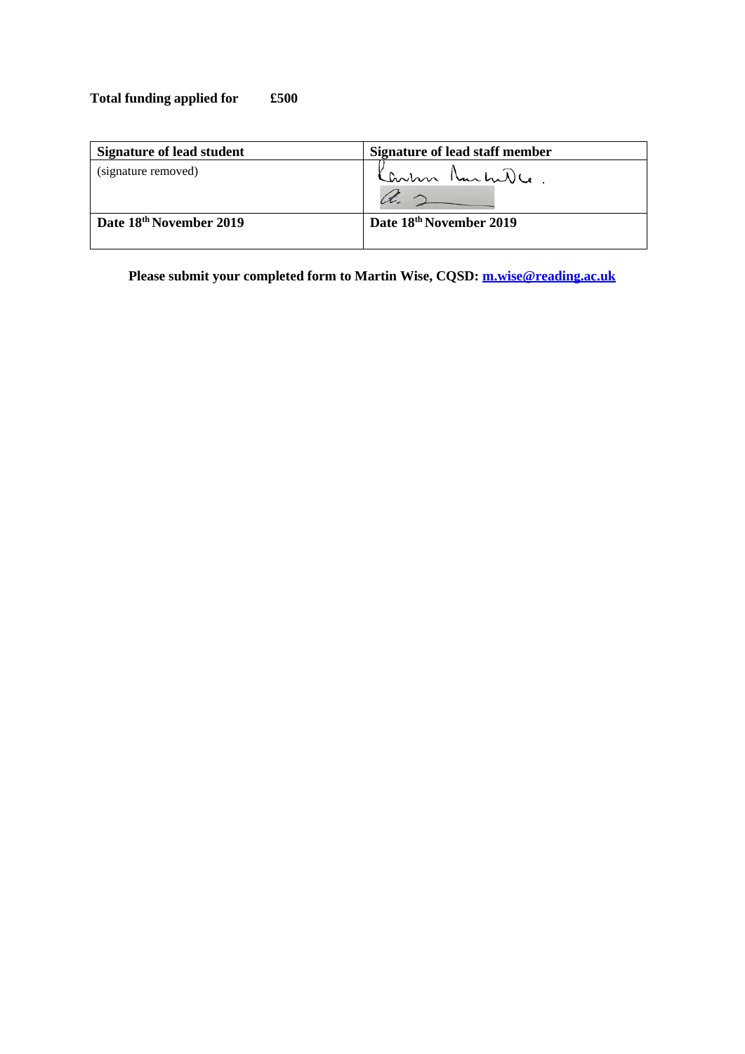**Total funding applied for £500**

| Signature of lead student | Signature of lead staff member |
| --- | --- |
| (signature removed) | |
| Date 18th November 2019 | Date 18th November 2019 |

**Please submit your completed form to Martin Wise, CQSD: m.wise@reading.ac.uk**